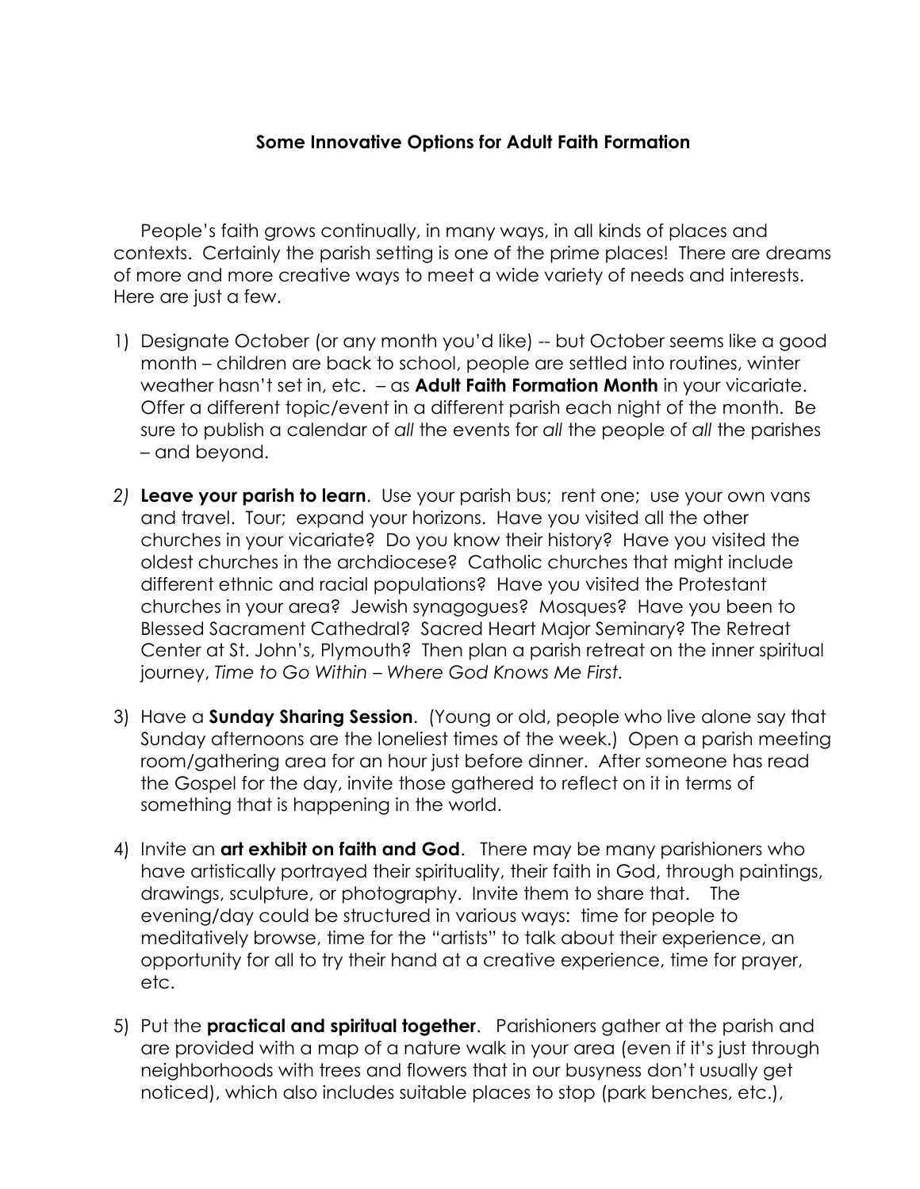## Some Innovative Options for Adult Faith Formation

People's faith grows continually, in many ways, in all kinds of places and contexts. Certainly the parish setting is one of the prime places! There are dreams of more and more creative ways to meet a wide variety of needs and interests. Here are just a few.

1) Designate October (or any month you'd like) -- but October seems like a good month – children are back to school, people are settled into routines, winter weather hasn't set in, etc. – as **Adult Faith Formation Month** in your vicariate. Offer a different topic/event in a different parish each night of the month. Be sure to publish a calendar of *all* the events for *all* the people of *all* the parishes – and beyond.

2) **Leave your parish to learn**. Use your parish bus; rent one; use your own vans and travel. Tour; expand your horizons. Have you visited all the other churches in your vicariate? Do you know their history? Have you visited the oldest churches in the archdiocese? Catholic churches that might include different ethnic and racial populations? Have you visited the Protestant churches in your area? Jewish synagogues? Mosques? Have you been to Blessed Sacrament Cathedral? Sacred Heart Major Seminary? The Retreat Center at St. John's, Plymouth? Then plan a parish retreat on the inner spiritual journey, *Time to Go Within – Where God Knows Me First.*

3) Have a **Sunday Sharing Session**. (Young or old, people who live alone say that Sunday afternoons are the loneliest times of the week.) Open a parish meeting room/gathering area for an hour just before dinner. After someone has read the Gospel for the day, invite those gathered to reflect on it in terms of something that is happening in the world.

4) Invite an **art exhibit on faith and God**. There may be many parishioners who have artistically portrayed their spirituality, their faith in God, through paintings, drawings, sculpture, or photography. Invite them to share that. The evening/day could be structured in various ways: time for people to meditatively browse, time for the "artists" to talk about their experience, an opportunity for all to try their hand at a creative experience, time for prayer, etc.

5) Put the **practical and spiritual together**. Parishioners gather at the parish and are provided with a map of a nature walk in your area (even if it's just through neighborhoods with trees and flowers that in our busyness don't usually get noticed), which also includes suitable places to stop (park benches, etc.),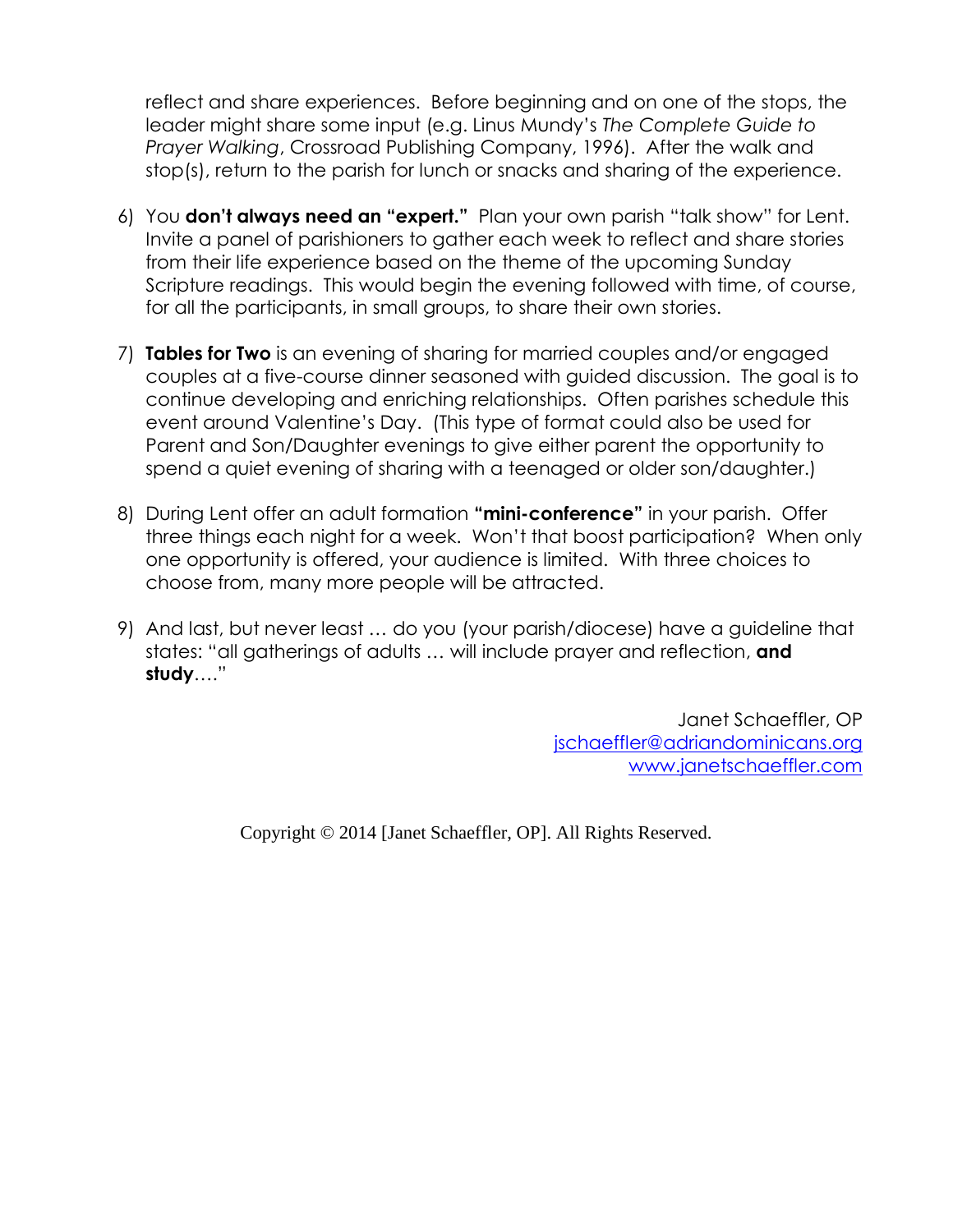reflect and share experiences. Before beginning and on one of the stops, the leader might share some input (e.g. Linus Mundy's *The Complete Guide to Prayer Walking*, Crossroad Publishing Company, 1996). After the walk and stop(s), return to the parish for lunch or snacks and sharing of the experience.

6) You **don't always need an "expert."** Plan your own parish "talk show" for Lent. Invite a panel of parishioners to gather each week to reflect and share stories from their life experience based on the theme of the upcoming Sunday Scripture readings. This would begin the evening followed with time, of course, for all the participants, in small groups, to share their own stories.

7) **Tables for Two** is an evening of sharing for married couples and/or engaged couples at a five-course dinner seasoned with guided discussion. The goal is to continue developing and enriching relationships. Often parishes schedule this event around Valentine's Day. (This type of format could also be used for Parent and Son/Daughter evenings to give either parent the opportunity to spend a quiet evening of sharing with a teenaged or older son/daughter.)

8) During Lent offer an adult formation **"mini-conference"** in your parish. Offer three things each night for a week. Won't that boost participation? When only one opportunity is offered, your audience is limited. With three choices to choose from, many more people will be attracted.

9) And last, but never least … do you (your parish/diocese) have a guideline that states: "all gatherings of adults … will include prayer and reflection, **and study**…."

Janet Schaeffler, OP
jschaeffler@adriandominicans.org
www.janetschaeffler.com

Copyright © 2014 [Janet Schaeffler, OP]. All Rights Reserved.